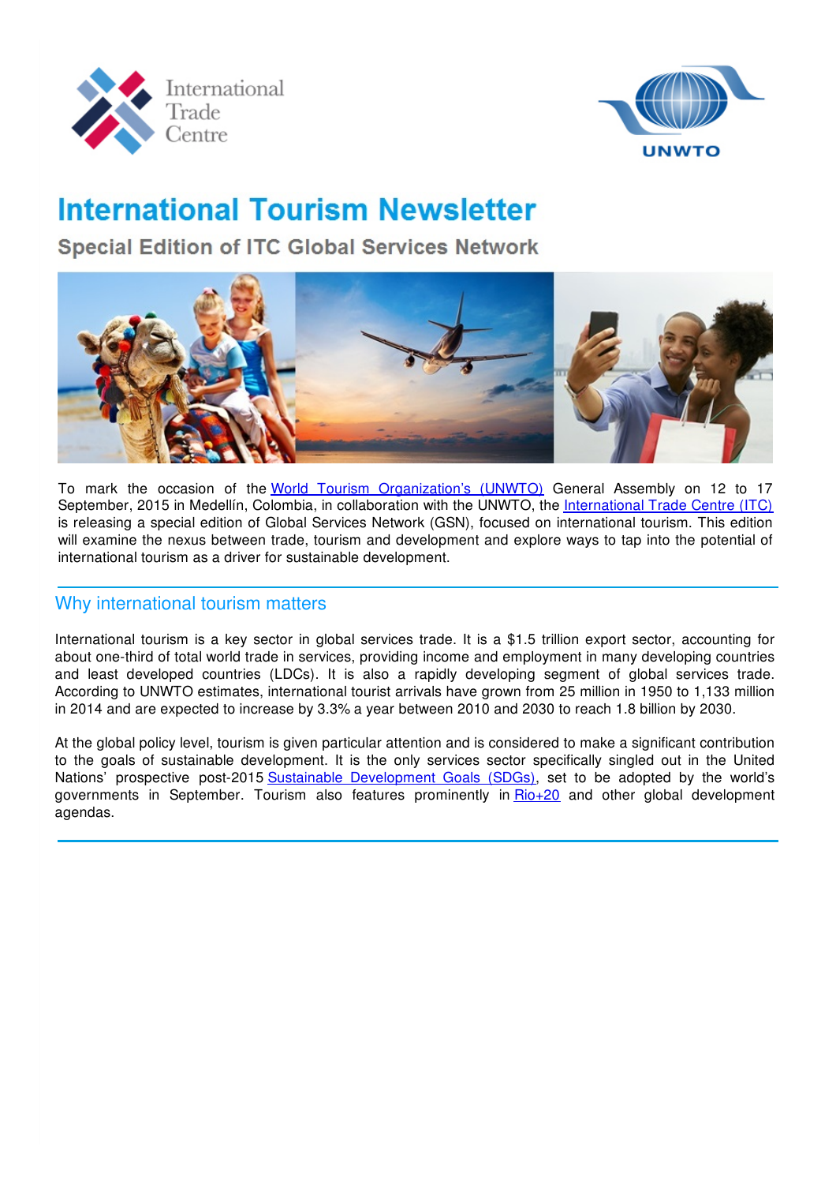# International Tourism Newsletter

## Special Edition of ITC Global Services Network

To mark the occasion of the World Tourism Organization's (UNWTO) General Assembly on 12 to 17 September, 2015 in Medellín, Colombia, in collaboration with the UNWTO, the International Trade Centre (ITC) is releasing a special edition of Global Services Network (GSN), focused on international tourism. This edition will examine the nexus between trade, tourism and development and explore ways to tap into the potential of international tourism as a driver for sustainable development.

## Why international tourism matters

International tourism is a key sector in global services trade. It is a $1.5 trillion export sector, accounting for about one-third of total world trade in services, providing income and employment in many developing countries and least developed countries (LDCs). It is also a rapidly developing segment of global services trade. According to UNWTO estimates, international tourist arrivals have grown from 25 million in 1950 to 1,133 million in 2014 and are expected to increase by 3.3% a year between 2010 and 2030 to reach 1.8 billion by 2030.

At the global policy level, tourism is given particular attention and is considered to make a significant contribution to the goals of sustainable development. It is the only services sector specifically singled out in the United Nations' prospective post-2015 Sustainable Development Goals (SDGs), set to be adopted by the world's governments in September. Tourism also features prominently in Rio+20 and other global development agendas.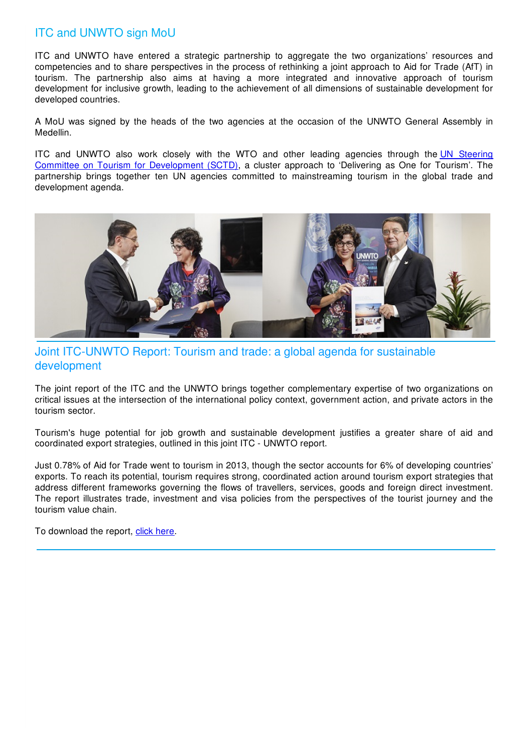## ITC and UNWTO sign MoU

ITC and UNWTO have entered a strategic partnership to aggregate the two organizations' resources and competencies and to share perspectives in the process of rethinking a joint approach to Aid for Trade (AfT) in tourism. The partnership also aims at having a more integrated and innovative approach of tourism development for inclusive growth, leading to the achievement of all dimensions of sustainable development for developed countries.

A MoU was signed by the heads of the two agencies at the occasion of the UNWTO General Assembly in Medellin.

ITC and UNWTO also work closely with the WTO and other leading agencies through the UN Steering Committee on Tourism for Development (SCTD), a cluster approach to 'Delivering as One for Tourism'. The partnership brings together ten UN agencies committed to mainstreaming tourism in the global trade and development agenda.

## Joint ITC-UNWTO Report: Tourism and trade: a global agenda for sustainable development

The joint report of the ITC and the UNWTO brings together complementary expertise of two organizations on critical issues at the intersection of the international policy context, government action, and private actors in the tourism sector.

Tourism's huge potential for job growth and sustainable development justifies a greater share of aid and coordinated export strategies, outlined in this joint ITC - UNWTO report.

Just 0.78% of Aid for Trade went to tourism in 2013, though the sector accounts for 6% of developing countries' exports. To reach its potential, tourism requires strong, coordinated action around tourism export strategies that address different frameworks governing the flows of travellers, services, goods and foreign direct investment. The report illustrates trade, investment and visa policies from the perspectives of the tourist journey and the tourism value chain.

To download the report, click here.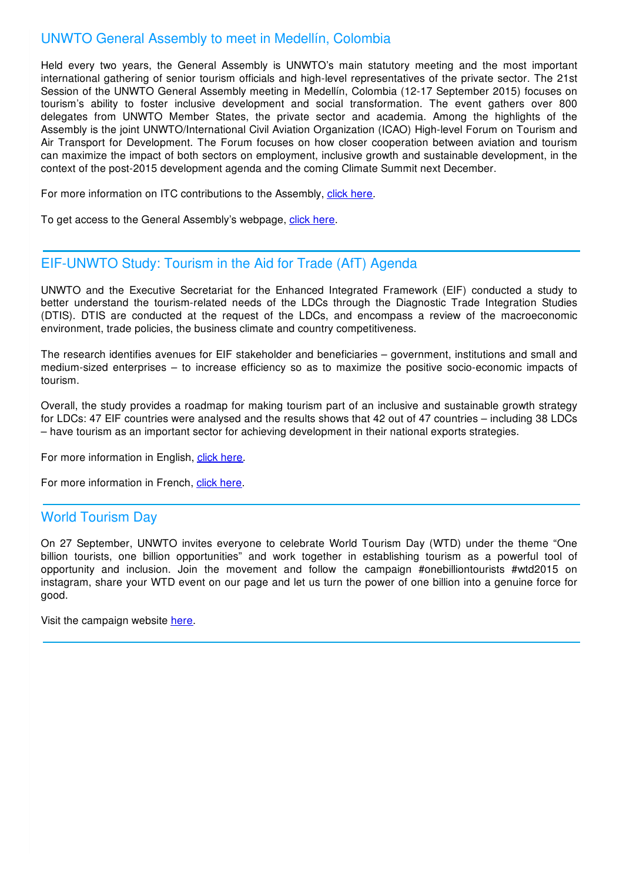## UNWTO General Assembly to meet in Medellín, Colombia

Held every two years, the General Assembly is UNWTO's main statutory meeting and the most important international gathering of senior tourism officials and high-level representatives of the private sector. The 21st Session of the UNWTO General Assembly meeting in Medellín, Colombia (12-17 September 2015) focuses on tourism's ability to foster inclusive development and social transformation. The event gathers over 800 delegates from UNWTO Member States, the private sector and academia. Among the highlights of the Assembly is the joint UNWTO/International Civil Aviation Organization (ICAO) High-level Forum on Tourism and Air Transport for Development. The Forum focuses on how closer cooperation between aviation and tourism can maximize the impact of both sectors on employment, inclusive growth and sustainable development, in the context of the post-2015 development agenda and the coming Climate Summit next December.

For more information on ITC contributions to the Assembly, click here.

To get access to the General Assembly's webpage, click here.

---

## EIF-UNWTO Study: Tourism in the Aid for Trade (AfT) Agenda

UNWTO and the Executive Secretariat for the Enhanced Integrated Framework (EIF) conducted a study to better understand the tourism-related needs of the LDCs through the Diagnostic Trade Integration Studies (DTIS). DTIS are conducted at the request of the LDCs, and encompass a review of the macroeconomic environment, trade policies, the business climate and country competitiveness.

The research identifies avenues for EIF stakeholder and beneficiaries – government, institutions and small and medium-sized enterprises – to increase efficiency so as to maximize the positive socio-economic impacts of tourism.

Overall, the study provides a roadmap for making tourism part of an inclusive and sustainable growth strategy for LDCs: 47 EIF countries were analysed and the results shows that 42 out of 47 countries – including 38 LDCs – have tourism as an important sector for achieving development in their national exports strategies.

For more information in English, click here.

For more information in French, click here.

---

## World Tourism Day

On 27 September, UNWTO invites everyone to celebrate World Tourism Day (WTD) under the theme "One billion tourists, one billion opportunities" and work together in establishing tourism as a powerful tool of opportunity and inclusion. Join the movement and follow the campaign #onebilliontourists #wtd2015 on instagram, share your WTD event on our page and let us turn the power of one billion into a genuine force for good.

Visit the campaign website here.

---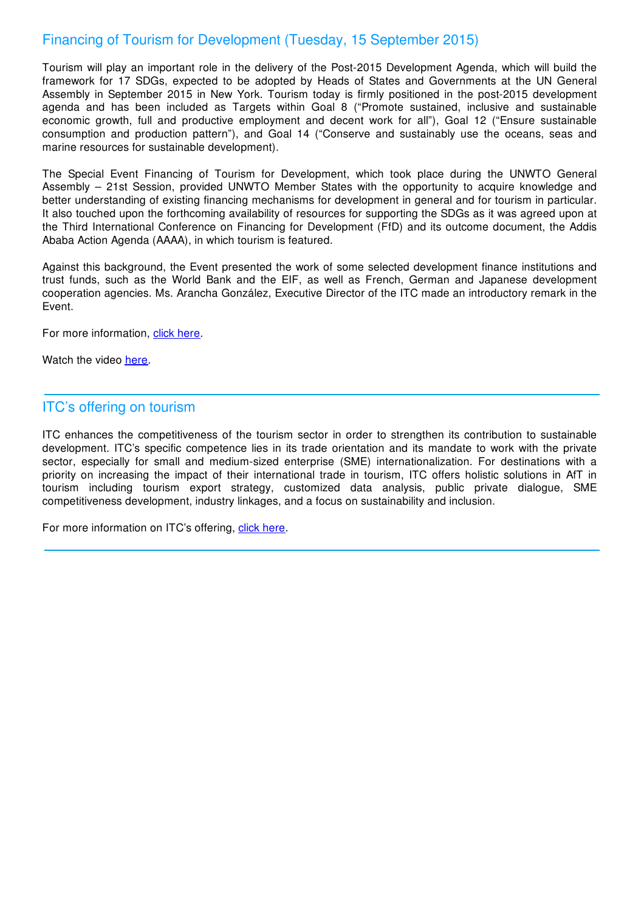## Financing of Tourism for Development (Tuesday, 15 September 2015)

Tourism will play an important role in the delivery of the Post-2015 Development Agenda, which will build the framework for 17 SDGs, expected to be adopted by Heads of States and Governments at the UN General Assembly in September 2015 in New York. Tourism today is firmly positioned in the post-2015 development agenda and has been included as Targets within Goal 8 ("Promote sustained, inclusive and sustainable economic growth, full and productive employment and decent work for all"), Goal 12 ("Ensure sustainable consumption and production pattern"), and Goal 14 ("Conserve and sustainably use the oceans, seas and marine resources for sustainable development).

The Special Event Financing of Tourism for Development, which took place during the UNWTO General Assembly – 21st Session, provided UNWTO Member States with the opportunity to acquire knowledge and better understanding of existing financing mechanisms for development in general and for tourism in particular. It also touched upon the forthcoming availability of resources for supporting the SDGs as it was agreed upon at the Third International Conference on Financing for Development (FfD) and its outcome document, the Addis Ababa Action Agenda (AAAA), in which tourism is featured.

Against this background, the Event presented the work of some selected development finance institutions and trust funds, such as the World Bank and the EIF, as well as French, German and Japanese development cooperation agencies. Ms. Arancha González, Executive Director of the ITC made an introductory remark in the Event.

For more information, click here.

Watch the video here.

---

## ITC's offering on tourism

ITC enhances the competitiveness of the tourism sector in order to strengthen its contribution to sustainable development. ITC's specific competence lies in its trade orientation and its mandate to work with the private sector, especially for small and medium-sized enterprise (SME) internationalization. For destinations with a priority on increasing the impact of their international trade in tourism, ITC offers holistic solutions in AfT in tourism including tourism export strategy, customized data analysis, public private dialogue, SME competitiveness development, industry linkages, and a focus on sustainability and inclusion.

For more information on ITC's offering, click here.

---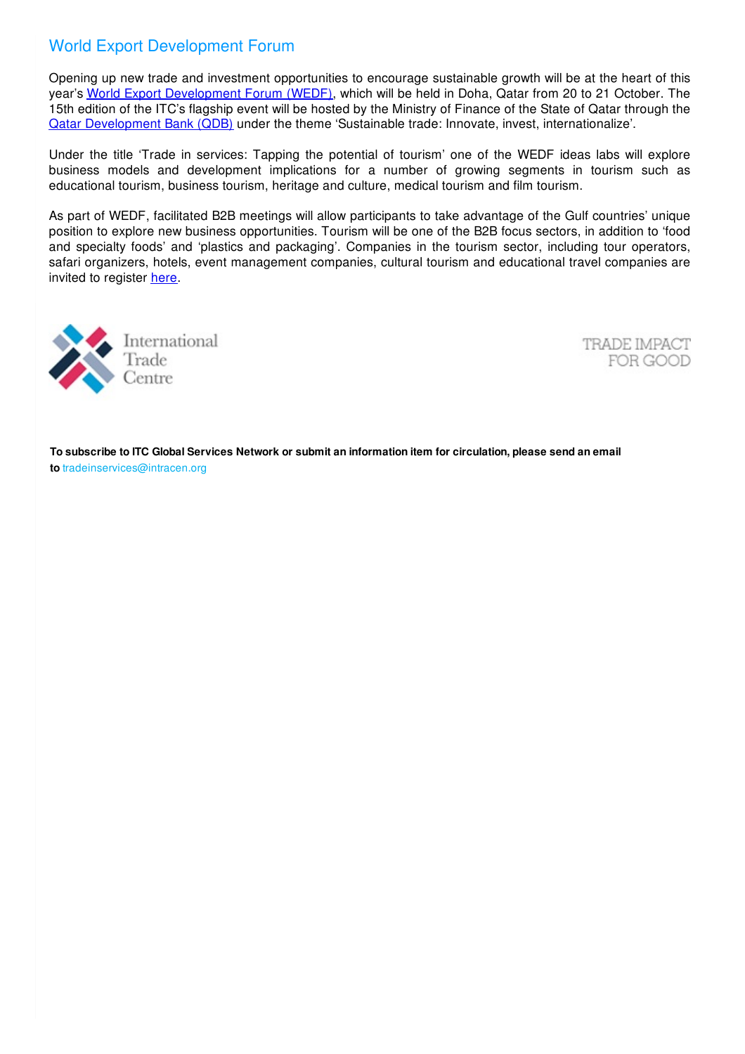## World Export Development Forum

Opening up new trade and investment opportunities to encourage sustainable growth will be at the heart of this year's World Export Development Forum (WEDF), which will be held in Doha, Qatar from 20 to 21 October. The 15th edition of the ITC's flagship event will be hosted by the Ministry of Finance of the State of Qatar through the Qatar Development Bank (QDB) under the theme 'Sustainable trade: Innovate, invest, internationalize'.

Under the title 'Trade in services: Tapping the potential of tourism' one of the WEDF ideas labs will explore business models and development implications for a number of growing segments in tourism such as educational tourism, business tourism, heritage and culture, medical tourism and film tourism.

As part of WEDF, facilitated B2B meetings will allow participants to take advantage of the Gulf countries' unique position to explore new business opportunities. Tourism will be one of the B2B focus sectors, in addition to 'food and specialty foods' and 'plastics and packaging'. Companies in the tourism sector, including tour operators, safari organizers, hotels, event management companies, cultural tourism and educational travel companies are invited to register here.

International Trade Centre

TRADE IMPACT FOR GOOD

**To subscribe to ITC Global Services Network or submit an information item for circulation, please send an email to** tradeinservices@intracen.org